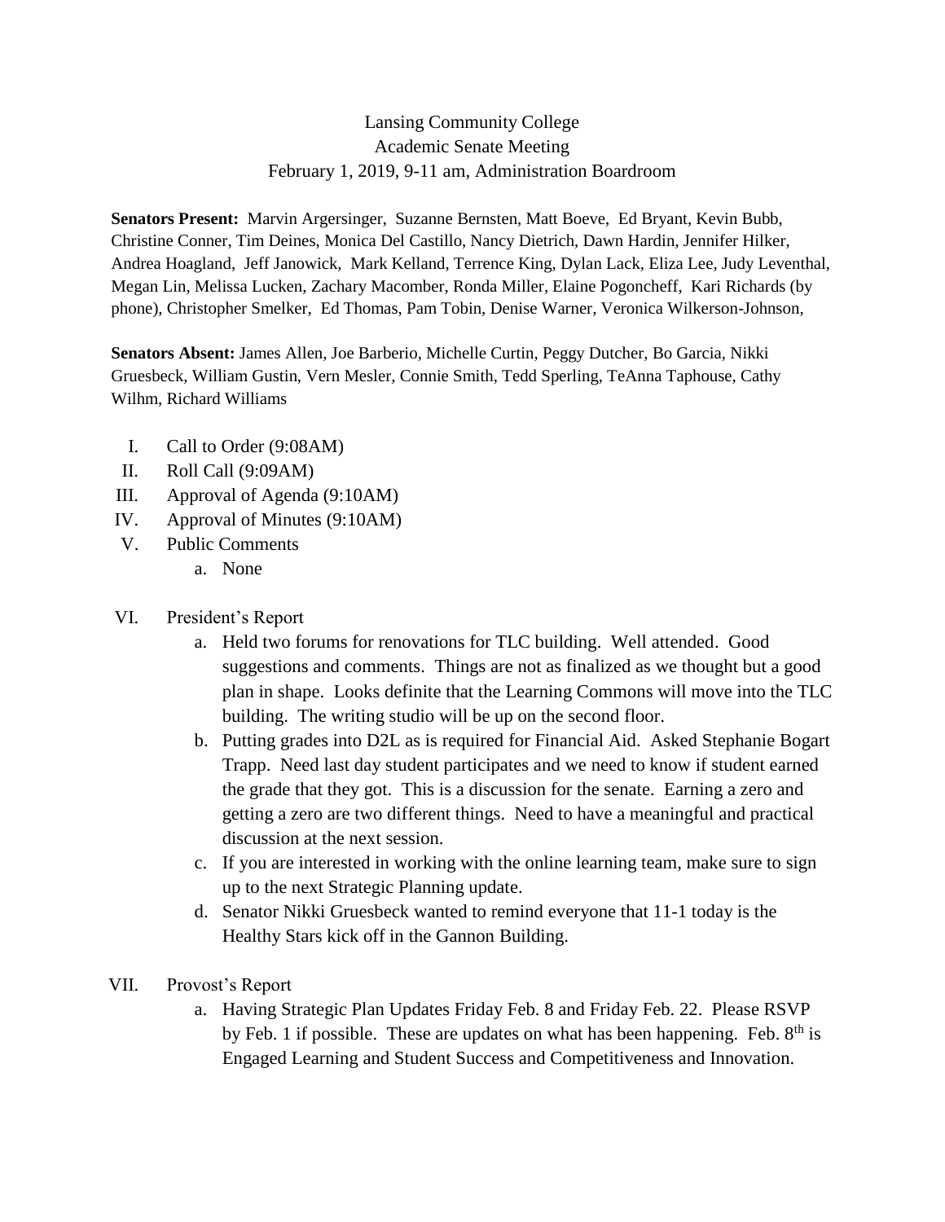# Lansing Community College
## Academic Senate Meeting
### February 1, 2019, 9-11 am, Administration Boardroom

**Senators Present:** Marvin Argersinger, Suzanne Bernsten, Matt Boeve, Ed Bryant, Kevin Bubb, Christine Conner, Tim Deines, Monica Del Castillo, Nancy Dietrich, Dawn Hardin, Jennifer Hilker, Andrea Hoagland, Jeff Janowick, Mark Kelland, Terrence King, Dylan Lack, Eliza Lee, Judy Leventhal, Megan Lin, Melissa Lucken, Zachary Macomber, Ronda Miller, Elaine Pogoncheff, Kari Richards (by phone), Christopher Smelker, Ed Thomas, Pam Tobin, Denise Warner, Veronica Wilkerson-Johnson,

**Senators Absent:** James Allen, Joe Barberio, Michelle Curtin, Peggy Dutcher, Bo Garcia, Nikki Gruesbeck, William Gustin, Vern Mesler, Connie Smith, Tedd Sperling, TeAnna Taphouse, Cathy Wilhm, Richard Williams

I. Call to Order (9:08AM)

II. Roll Call (9:09AM)

III. Approval of Agenda (9:10AM)

IV. Approval of Minutes (9:10AM)

V. Public Comments
   a. None

VI. President's Report
   a. Held two forums for renovations for TLC building. Well attended. Good suggestions and comments. Things are not as finalized as we thought but a good plan in shape. Looks definite that the Learning Commons will move into the TLC building. The writing studio will be up on the second floor.
   b. Putting grades into D2L as is required for Financial Aid. Asked Stephanie Bogart Trapp. Need last day student participates and we need to know if student earned the grade that they got. This is a discussion for the senate. Earning a zero and getting a zero are two different things. Need to have a meaningful and practical discussion at the next session.
   c. If you are interested in working with the online learning team, make sure to sign up to the next Strategic Planning update.
   d. Senator Nikki Gruesbeck wanted to remind everyone that 11-1 today is the Healthy Stars kick off in the Gannon Building.

VII. Provost's Report
   a. Having Strategic Plan Updates Friday Feb. 8 and Friday Feb. 22. Please RSVP by Feb. 1 if possible. These are updates on what has been happening. Feb. 8th is Engaged Learning and Student Success and Competitiveness and Innovation.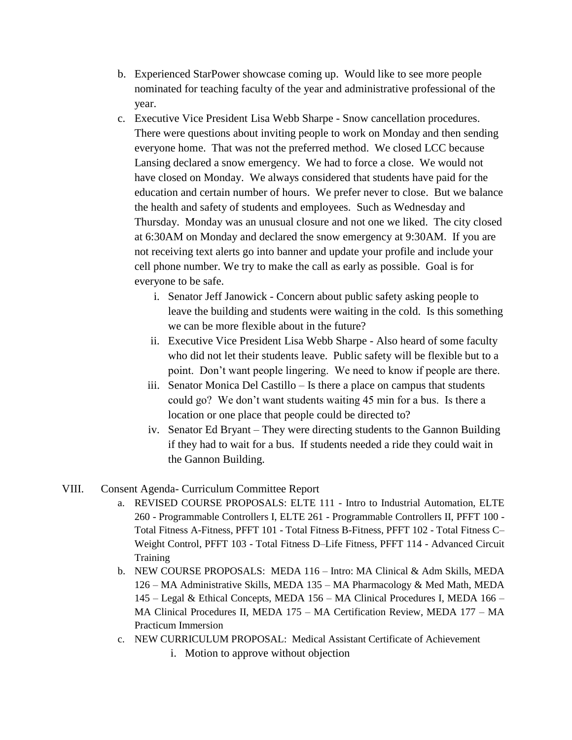b. Experienced StarPower showcase coming up. Would like to see more people nominated for teaching faculty of the year and administrative professional of the year.

c. Executive Vice President Lisa Webb Sharpe - Snow cancellation procedures. There were questions about inviting people to work on Monday and then sending everyone home. That was not the preferred method. We closed LCC because Lansing declared a snow emergency. We had to force a close. We would not have closed on Monday. We always considered that students have paid for the education and certain number of hours. We prefer never to close. But we balance the health and safety of students and employees. Such as Wednesday and Thursday. Monday was an unusual closure and not one we liked. The city closed at 6:30AM on Monday and declared the snow emergency at 9:30AM. If you are not receiving text alerts go into banner and update your profile and include your cell phone number. We try to make the call as early as possible. Goal is for everyone to be safe.

   i. Senator Jeff Janowick - Concern about public safety asking people to leave the building and students were waiting in the cold. Is this something we can be more flexible about in the future?
   ii. Executive Vice President Lisa Webb Sharpe - Also heard of some faculty who did not let their students leave. Public safety will be flexible but to a point. Don't want people lingering. We need to know if people are there.
   iii. Senator Monica Del Castillo – Is there a place on campus that students could go? We don't want students waiting 45 min for a bus. Is there a location or one place that people could be directed to?
   iv. Senator Ed Bryant – They were directing students to the Gannon Building if they had to wait for a bus. If students needed a ride they could wait in the Gannon Building.

VIII. Consent Agenda- Curriculum Committee Report

a. REVISED COURSE PROPOSALS: ELTE 111 - Intro to Industrial Automation, ELTE 260 - Programmable Controllers I, ELTE 261 - Programmable Controllers II, PFFT 100 - Total Fitness A-Fitness, PFFT 101 - Total Fitness B-Fitness, PFFT 102 - Total Fitness C–Weight Control, PFFT 103 - Total Fitness D–Life Fitness, PFFT 114 - Advanced Circuit Training

b. NEW COURSE PROPOSALS: MEDA 116 – Intro: MA Clinical & Adm Skills, MEDA 126 – MA Administrative Skills, MEDA 135 – MA Pharmacology & Med Math, MEDA 145 – Legal & Ethical Concepts, MEDA 156 – MA Clinical Procedures I, MEDA 166 – MA Clinical Procedures II, MEDA 175 – MA Certification Review, MEDA 177 – MA Practicum Immersion

c. NEW CURRICULUM PROPOSAL: Medical Assistant Certificate of Achievement

   i. Motion to approve without objection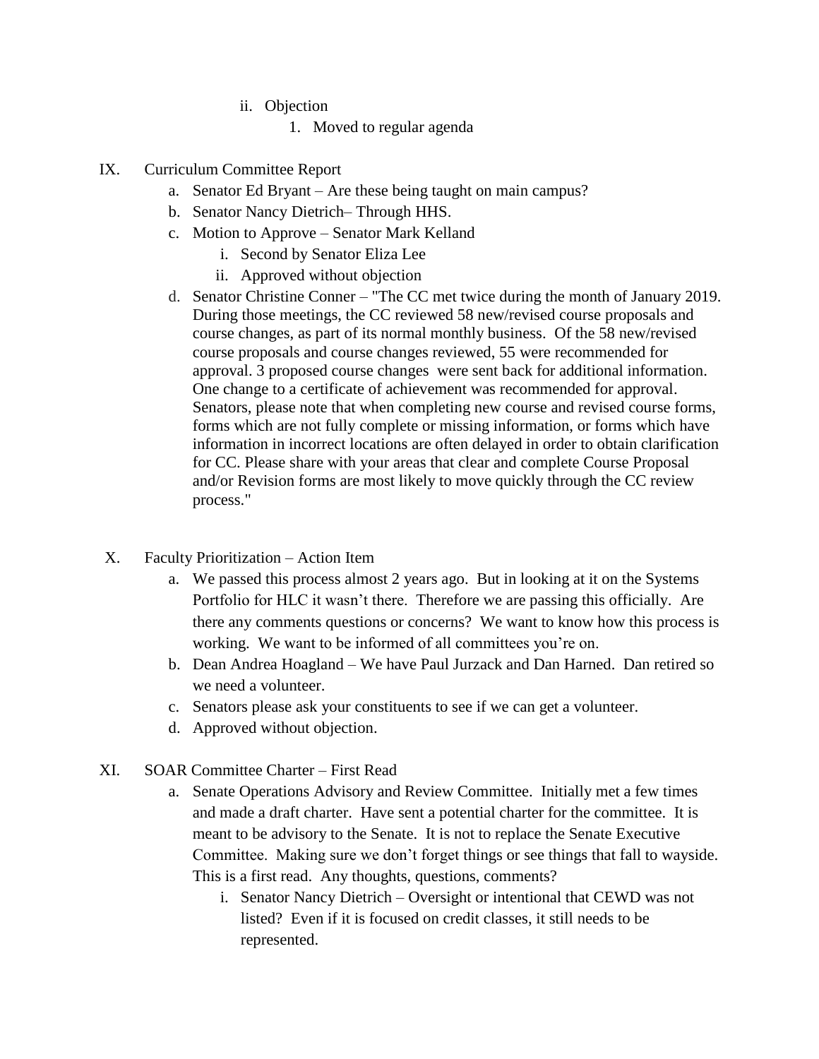- ii. Objection
    1. Moved to regular agenda

IX. Curriculum Committee Report
   a. Senator Ed Bryant – Are these being taught on main campus?
   b. Senator Nancy Dietrich– Through HHS.
   c. Motion to Approve – Senator Mark Kelland
      i. Second by Senator Eliza Lee
      ii. Approved without objection
   d. Senator Christine Conner – "The CC met twice during the month of January 2019. During those meetings, the CC reviewed 58 new/revised course proposals and course changes, as part of its normal monthly business. Of the 58 new/revised course proposals and course changes reviewed, 55 were recommended for approval. 3 proposed course changes were sent back for additional information. One change to a certificate of achievement was recommended for approval. Senators, please note that when completing new course and revised course forms, forms which are not fully complete or missing information, or forms which have information in incorrect locations are often delayed in order to obtain clarification for CC. Please share with your areas that clear and complete Course Proposal and/or Revision forms are most likely to move quickly through the CC review process."

X. Faculty Prioritization – Action Item
   a. We passed this process almost 2 years ago. But in looking at it on the Systems Portfolio for HLC it wasn't there. Therefore we are passing this officially. Are there any comments questions or concerns? We want to know how this process is working. We want to be informed of all committees you're on.
   b. Dean Andrea Hoagland – We have Paul Jurzack and Dan Harned. Dan retired so we need a volunteer.
   c. Senators please ask your constituents to see if we can get a volunteer.
   d. Approved without objection.

XI. SOAR Committee Charter – First Read
   a. Senate Operations Advisory and Review Committee. Initially met a few times and made a draft charter. Have sent a potential charter for the committee. It is meant to be advisory to the Senate. It is not to replace the Senate Executive Committee. Making sure we don't forget things or see things that fall to wayside. This is a first read. Any thoughts, questions, comments?
      i. Senator Nancy Dietrich – Oversight or intentional that CEWD was not listed? Even if it is focused on credit classes, it still needs to be represented.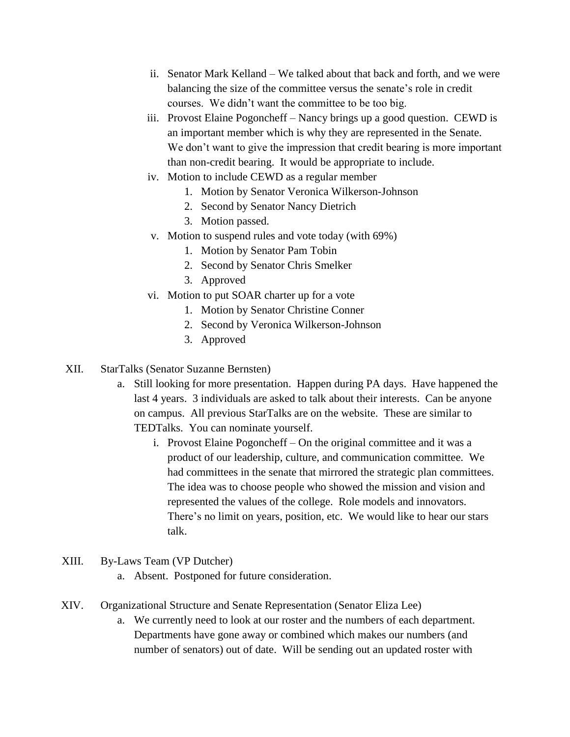ii. Senator Mark Kelland – We talked about that back and forth, and we were balancing the size of the committee versus the senate's role in credit courses. We didn't want the committee to be too big.
   iii. Provost Elaine Pogoncheff – Nancy brings up a good question. CEWD is an important member which is why they are represented in the Senate. We don't want to give the impression that credit bearing is more important than non-credit bearing. It would be appropriate to include.
   iv. Motion to include CEWD as a regular member
      1. Motion by Senator Veronica Wilkerson-Johnson
      2. Second by Senator Nancy Dietrich
      3. Motion passed.
   v. Motion to suspend rules and vote today (with 69%)
      1. Motion by Senator Pam Tobin
      2. Second by Senator Chris Smelker
      3. Approved
   vi. Motion to put SOAR charter up for a vote
      1. Motion by Senator Christine Conner
      2. Second by Veronica Wilkerson-Johnson
      3. Approved

XII. StarTalks (Senator Suzanne Bernsten)

   a. Still looking for more presentation. Happen during PA days. Have happened the last 4 years. 3 individuals are asked to talk about their interests. Can be anyone on campus. All previous StarTalks are on the website. These are similar to TEDTalks. You can nominate yourself.
      i. Provost Elaine Pogoncheff – On the original committee and it was a product of our leadership, culture, and communication committee. We had committees in the senate that mirrored the strategic plan committees. The idea was to choose people who showed the mission and vision and represented the values of the college. Role models and innovators. There's no limit on years, position, etc. We would like to hear our stars talk.

XIII. By-Laws Team (VP Dutcher)

   a. Absent. Postponed for future consideration.

XIV. Organizational Structure and Senate Representation (Senator Eliza Lee)

   a. We currently need to look at our roster and the numbers of each department. Departments have gone away or combined which makes our numbers (and number of senators) out of date. Will be sending out an updated roster with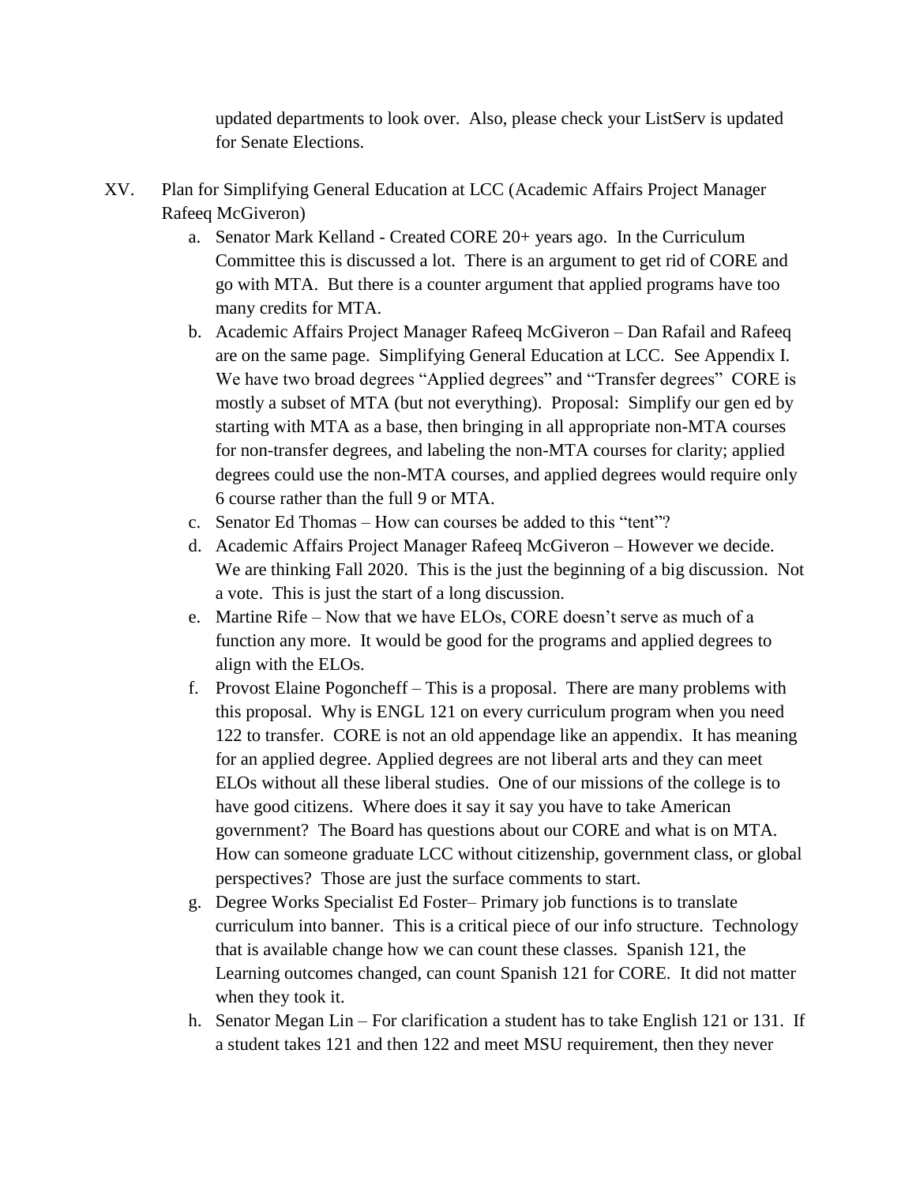updated departments to look over. Also, please check your ListServ is updated for Senate Elections.

XV. Plan for Simplifying General Education at LCC (Academic Affairs Project Manager Rafeeq McGiveron)

a. Senator Mark Kelland - Created CORE 20+ years ago. In the Curriculum Committee this is discussed a lot. There is an argument to get rid of CORE and go with MTA. But there is a counter argument that applied programs have too many credits for MTA.

b. Academic Affairs Project Manager Rafeeq McGiveron – Dan Rafail and Rafeeq are on the same page. Simplifying General Education at LCC. See Appendix I. We have two broad degrees "Applied degrees" and "Transfer degrees" CORE is mostly a subset of MTA (but not everything). Proposal: Simplify our gen ed by starting with MTA as a base, then bringing in all appropriate non-MTA courses for non-transfer degrees, and labeling the non-MTA courses for clarity; applied degrees could use the non-MTA courses, and applied degrees would require only 6 course rather than the full 9 or MTA.

c. Senator Ed Thomas – How can courses be added to this "tent"?

d. Academic Affairs Project Manager Rafeeq McGiveron – However we decide. We are thinking Fall 2020. This is the just the beginning of a big discussion. Not a vote. This is just the start of a long discussion.

e. Martine Rife – Now that we have ELOs, CORE doesn't serve as much of a function any more. It would be good for the programs and applied degrees to align with the ELOs.

f. Provost Elaine Pogoncheff – This is a proposal. There are many problems with this proposal. Why is ENGL 121 on every curriculum program when you need 122 to transfer. CORE is not an old appendage like an appendix. It has meaning for an applied degree. Applied degrees are not liberal arts and they can meet ELOs without all these liberal studies. One of our missions of the college is to have good citizens. Where does it say it say you have to take American government? The Board has questions about our CORE and what is on MTA. How can someone graduate LCC without citizenship, government class, or global perspectives? Those are just the surface comments to start.

g. Degree Works Specialist Ed Foster– Primary job functions is to translate curriculum into banner. This is a critical piece of our info structure. Technology that is available change how we can count these classes. Spanish 121, the Learning outcomes changed, can count Spanish 121 for CORE. It did not matter when they took it.

h. Senator Megan Lin – For clarification a student has to take English 121 or 131. If a student takes 121 and then 122 and meet MSU requirement, then they never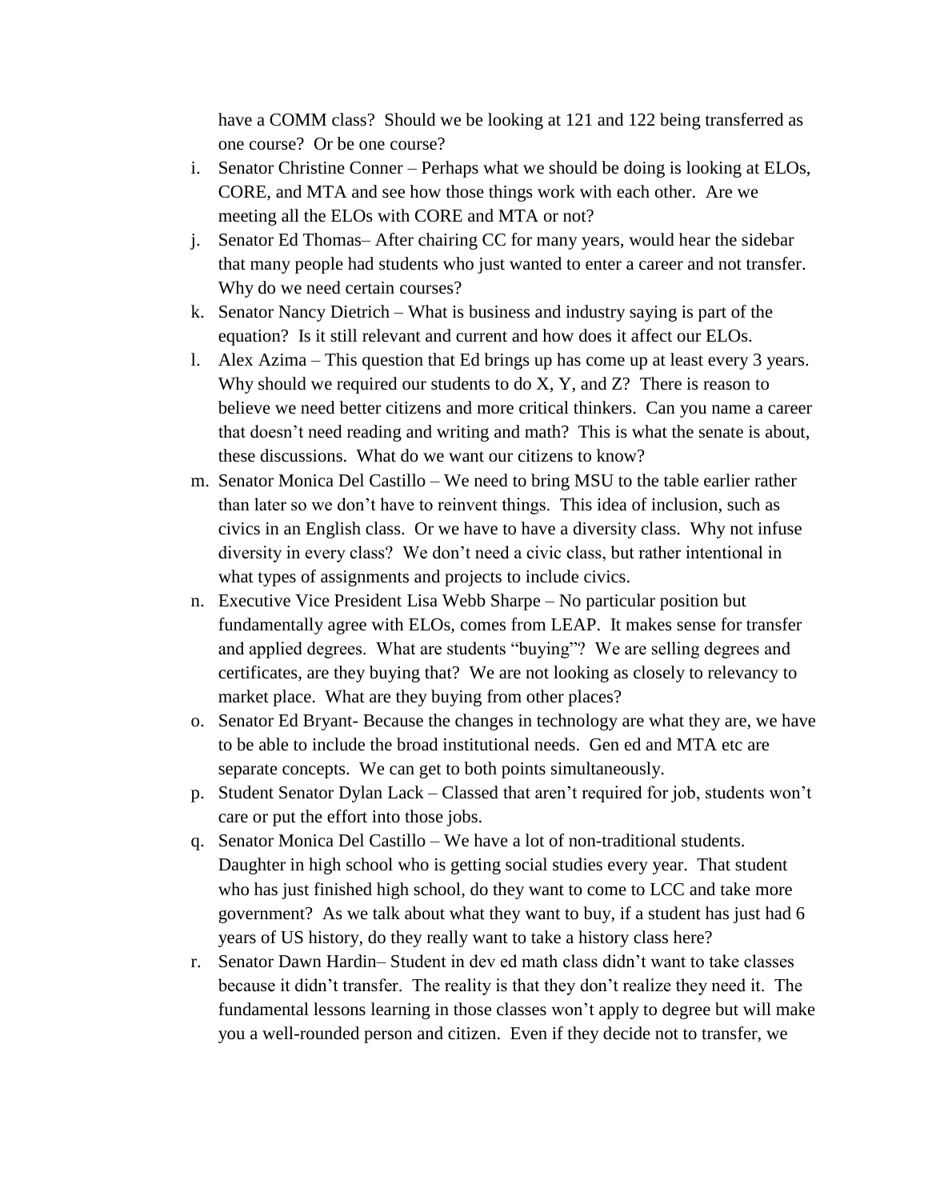have a COMM class? Should we be looking at 121 and 122 being transferred as one course? Or be one course?

i. Senator Christine Conner – Perhaps what we should be doing is looking at ELOs, CORE, and MTA and see how those things work with each other. Are we meeting all the ELOs with CORE and MTA or not?
j. Senator Ed Thomas– After chairing CC for many years, would hear the sidebar that many people had students who just wanted to enter a career and not transfer. Why do we need certain courses?
k. Senator Nancy Dietrich – What is business and industry saying is part of the equation? Is it still relevant and current and how does it affect our ELOs.
l. Alex Azima – This question that Ed brings up has come up at least every 3 years. Why should we required our students to do X, Y, and Z? There is reason to believe we need better citizens and more critical thinkers. Can you name a career that doesn't need reading and writing and math? This is what the senate is about, these discussions. What do we want our citizens to know?
m. Senator Monica Del Castillo – We need to bring MSU to the table earlier rather than later so we don't have to reinvent things. This idea of inclusion, such as civics in an English class. Or we have to have a diversity class. Why not infuse diversity in every class? We don't need a civic class, but rather intentional in what types of assignments and projects to include civics.
n. Executive Vice President Lisa Webb Sharpe – No particular position but fundamentally agree with ELOs, comes from LEAP. It makes sense for transfer and applied degrees. What are students "buying"? We are selling degrees and certificates, are they buying that? We are not looking as closely to relevancy to market place. What are they buying from other places?
o. Senator Ed Bryant- Because the changes in technology are what they are, we have to be able to include the broad institutional needs. Gen ed and MTA etc are separate concepts. We can get to both points simultaneously.
p. Student Senator Dylan Lack – Classed that aren't required for job, students won't care or put the effort into those jobs.
q. Senator Monica Del Castillo – We have a lot of non-traditional students. Daughter in high school who is getting social studies every year. That student who has just finished high school, do they want to come to LCC and take more government? As we talk about what they want to buy, if a student has just had 6 years of US history, do they really want to take a history class here?
r. Senator Dawn Hardin– Student in dev ed math class didn't want to take classes because it didn't transfer. The reality is that they don't realize they need it. The fundamental lessons learning in those classes won't apply to degree but will make you a well-rounded person and citizen. Even if they decide not to transfer, we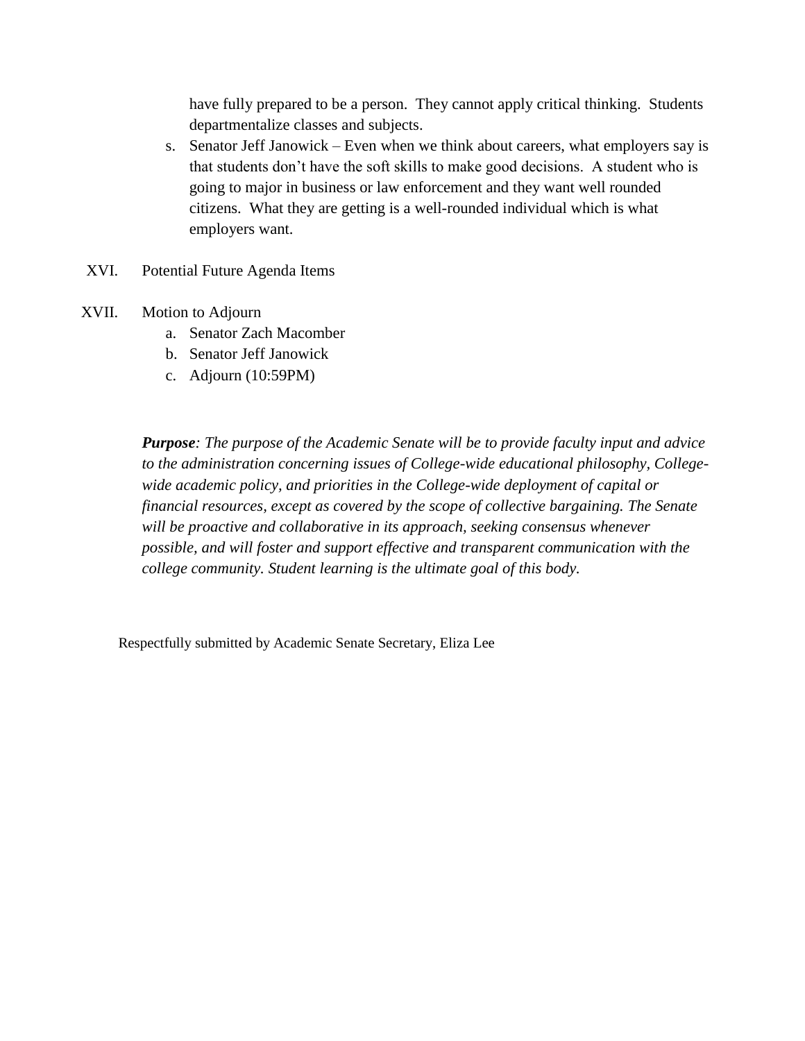have fully prepared to be a person. They cannot apply critical thinking. Students departmentalize classes and subjects.

s. Senator Jeff Janowick – Even when we think about careers, what employers say is that students don't have the soft skills to make good decisions. A student who is going to major in business or law enforcement and they want well rounded citizens. What they are getting is a well-rounded individual which is what employers want.

XVI. Potential Future Agenda Items

XVII. Motion to Adjourn

a. Senator Zach Macomber
b. Senator Jeff Janowick
c. Adjourn (10:59PM)

***Purpose****: The purpose of the Academic Senate will be to provide faculty input and advice to the administration concerning issues of College-wide educational philosophy, College-wide academic policy, and priorities in the College-wide deployment of capital or financial resources, except as covered by the scope of collective bargaining. The Senate will be proactive and collaborative in its approach, seeking consensus whenever possible, and will foster and support effective and transparent communication with the college community. Student learning is the ultimate goal of this body.*

Respectfully submitted by Academic Senate Secretary, Eliza Lee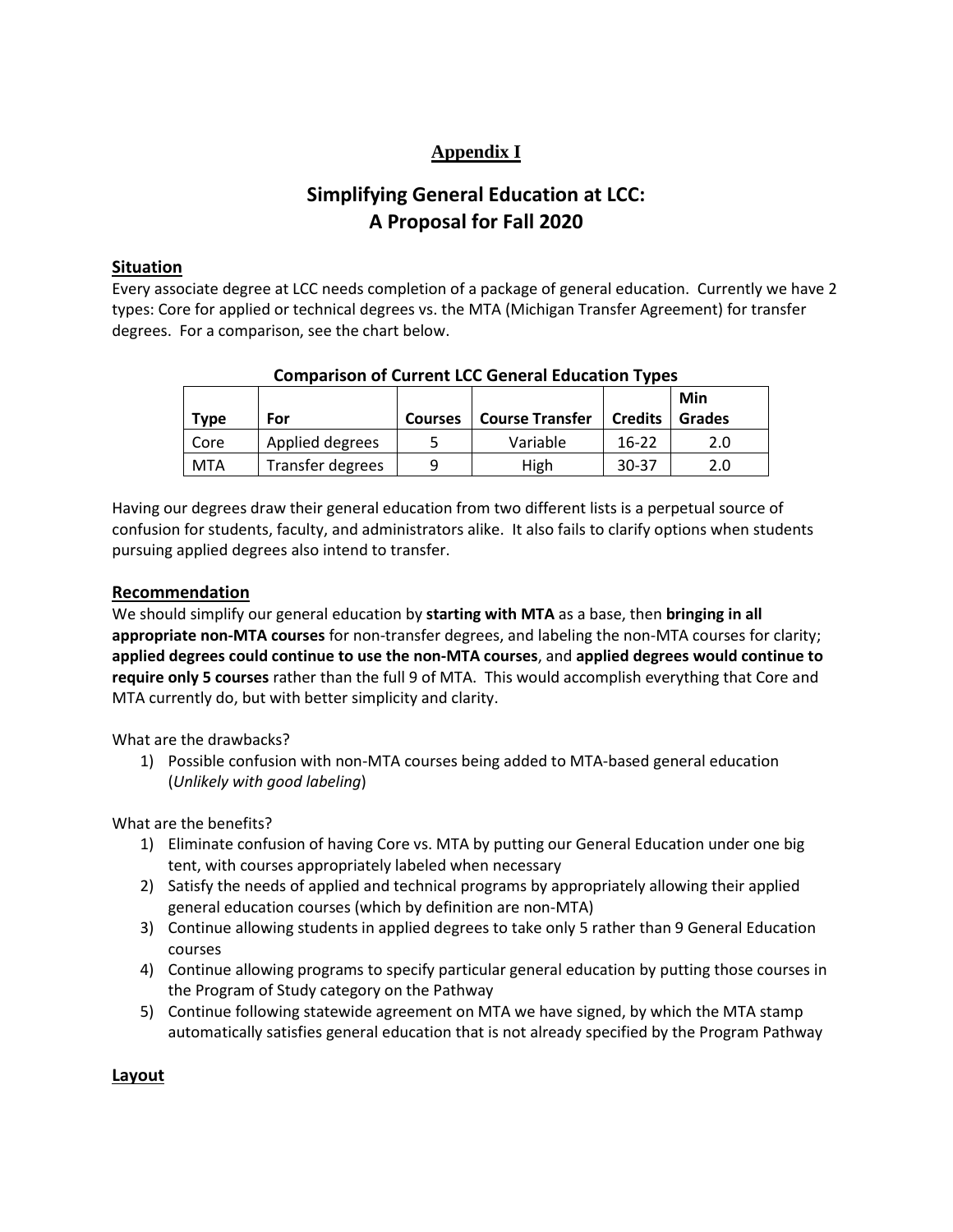## Appendix I

# Simplifying General Education at LCC: A Proposal for Fall 2020

### Situation

Every associate degree at LCC needs completion of a package of general education. Currently we have 2 types: Core for applied or technical degrees vs. the MTA (Michigan Transfer Agreement) for transfer degrees. For a comparison, see the chart below.

**Comparison of Current LCC General Education Types**

| Type | For | Courses | Course Transfer | Credits | Min Grades |
|---|---|---|---|---|---|
| Core | Applied degrees | 5 | Variable | 16-22 | 2.0 |
| MTA | Transfer degrees | 9 | High | 30-37 | 2.0 |

Having our degrees draw their general education from two different lists is a perpetual source of confusion for students, faculty, and administrators alike. It also fails to clarify options when students pursuing applied degrees also intend to transfer.

### Recommendation

We should simplify our general education by **starting with MTA** as a base, then **bringing in all appropriate non-MTA courses** for non-transfer degrees, and labeling the non-MTA courses for clarity; **applied degrees could continue to use the non-MTA courses**, and **applied degrees would continue to require only 5 courses** rather than the full 9 of MTA. This would accomplish everything that Core and MTA currently do, but with better simplicity and clarity.

What are the drawbacks?

1) Possible confusion with non-MTA courses being added to MTA-based general education (*Unlikely with good labeling*)

What are the benefits?

1) Eliminate confusion of having Core vs. MTA by putting our General Education under one big tent, with courses appropriately labeled when necessary
2) Satisfy the needs of applied and technical programs by appropriately allowing their applied general education courses (which by definition are non-MTA)
3) Continue allowing students in applied degrees to take only 5 rather than 9 General Education courses
4) Continue allowing programs to specify particular general education by putting those courses in the Program of Study category on the Pathway
5) Continue following statewide agreement on MTA we have signed, by which the MTA stamp automatically satisfies general education that is not already specified by the Program Pathway

### Layout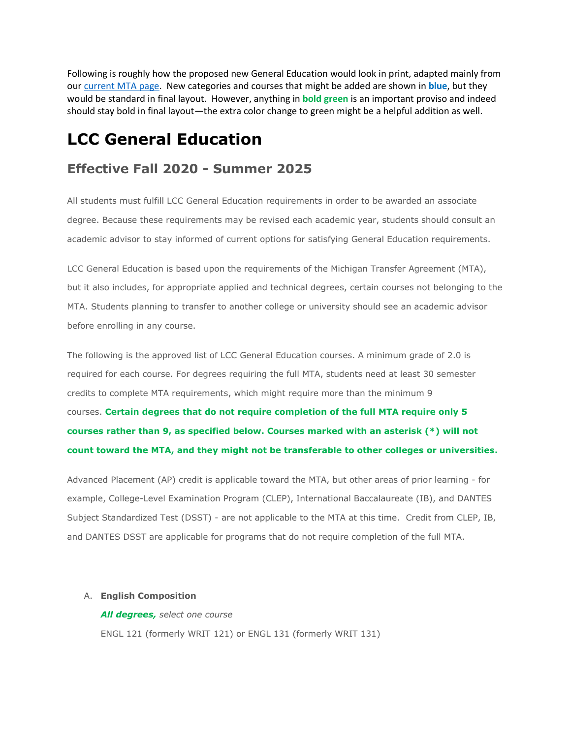Following is roughly how the proposed new General Education would look in print, adapted mainly from our [current MTA page](). New categories and courses that might be added are shown in **blue**, but they would be standard in final layout. However, anything in **bold green** is an important proviso and indeed should stay bold in final layout—the extra color change to green might be a helpful addition as well.

# LCC General Education

## Effective Fall 2020 - Summer 2025

All students must fulfill LCC General Education requirements in order to be awarded an associate degree. Because these requirements may be revised each academic year, students should consult an academic advisor to stay informed of current options for satisfying General Education requirements.

LCC General Education is based upon the requirements of the Michigan Transfer Agreement (MTA), but it also includes, for appropriate applied and technical degrees, certain courses not belonging to the MTA. Students planning to transfer to another college or university should see an academic advisor before enrolling in any course.

The following is the approved list of LCC General Education courses. A minimum grade of 2.0 is required for each course. For degrees requiring the full MTA, students need at least 30 semester credits to complete MTA requirements, which might require more than the minimum 9 courses. **Certain degrees that do not require completion of the full MTA require only 5 courses rather than 9, as specified below. Courses marked with an asterisk (*) will not count toward the MTA, and they might not be transferable to other colleges or universities.**

Advanced Placement (AP) credit is applicable toward the MTA, but other areas of prior learning - for example, College-Level Examination Program (CLEP), International Baccalaureate (IB), and DANTES Subject Standardized Test (DSST) - are not applicable to the MTA at this time. Credit from CLEP, IB, and DANTES DSST are applicable for programs that do not require completion of the full MTA.

A. **English Composition**

   ***All degrees,*** *select one course*

   ENGL 121 (formerly WRIT 121) or ENGL 131 (formerly WRIT 131)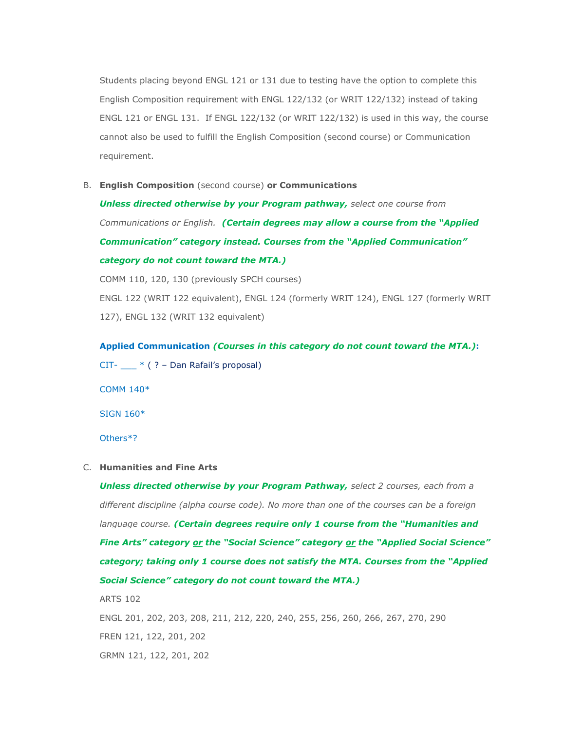Students placing beyond ENGL 121 or 131 due to testing have the option to complete this English Composition requirement with ENGL 122/132 (or WRIT 122/132) instead of taking ENGL 121 or ENGL 131. If ENGL 122/132 (or WRIT 122/132) is used in this way, the course cannot also be used to fulfill the English Composition (second course) or Communication requirement.

B. **English Composition** (second course) **or Communications**

***Unless directed otherwise by your Program pathway,*** *select one course from Communications or English.* ***(Certain degrees may allow a course from the "Applied Communication" category instead. Courses from the "Applied Communication" category do not count toward the MTA.)***

COMM 110, 120, 130 (previously SPCH courses)

ENGL 122 (WRIT 122 equivalent), ENGL 124 (formerly WRIT 124), ENGL 127 (formerly WRIT 127), ENGL 132 (WRIT 132 equivalent)

**Applied Communication** ***(Courses in this category do not count toward the MTA.)*:**

CIT- ___ * ( ? – Dan Rafail's proposal)

COMM 140*

SIGN 160*

Others*?

C. **Humanities and Fine Arts**

***Unless directed otherwise by your Program Pathway,*** *select 2 courses, each from a different discipline (alpha course code). No more than one of the courses can be a foreign language course.* ***(Certain degrees require only 1 course from the "Humanities and Fine Arts" category <u>or</u> the "Social Science" category <u>or</u> the "Applied Social Science" category; taking only 1 course does not satisfy the MTA. Courses from the "Applied Social Science" category do not count toward the MTA.)***

ARTS 102

ENGL 201, 202, 203, 208, 211, 212, 220, 240, 255, 256, 260, 266, 267, 270, 290

FREN 121, 122, 201, 202

GRMN 121, 122, 201, 202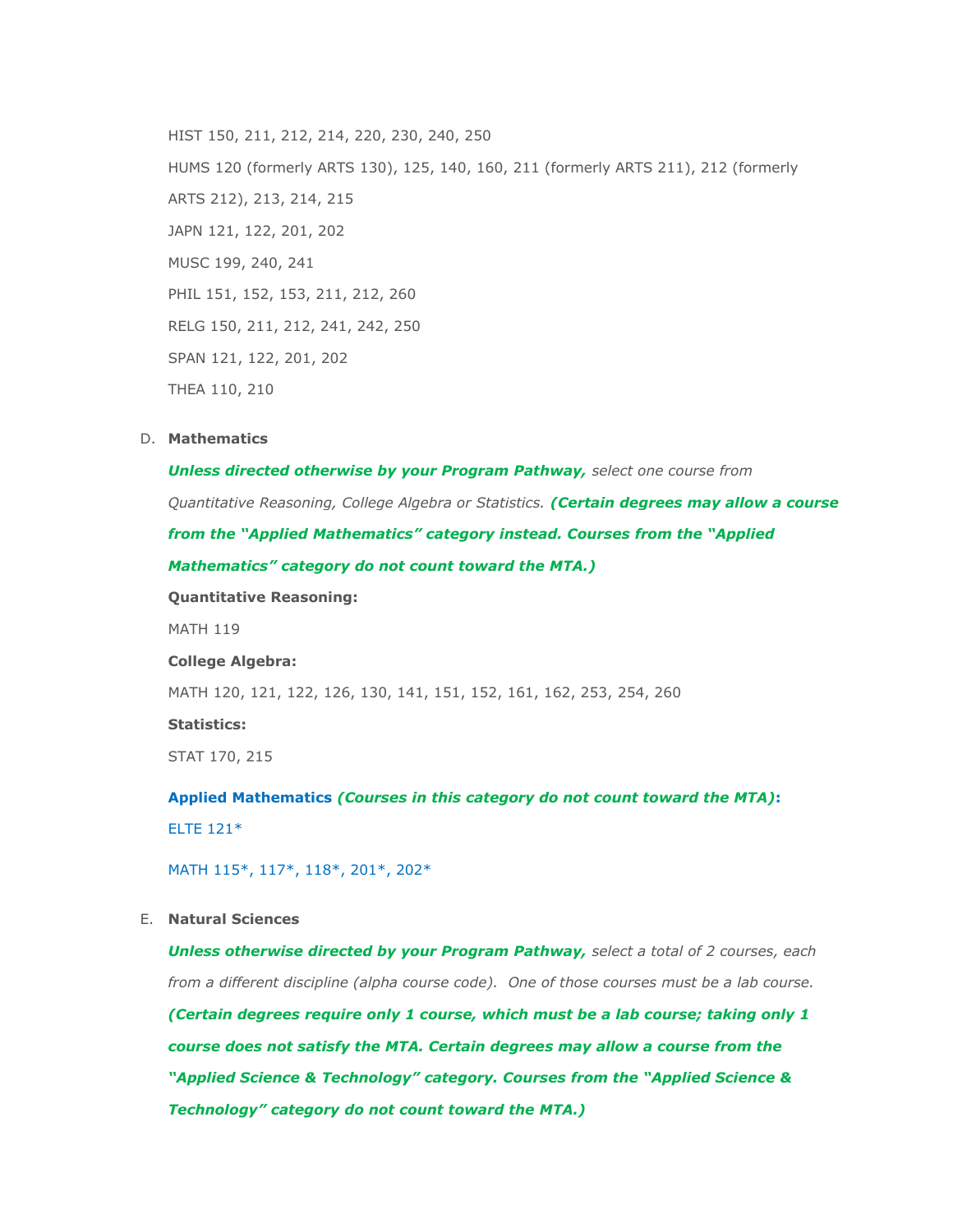HIST 150, 211, 212, 214, 220, 230, 240, 250

HUMS 120 (formerly ARTS 130), 125, 140, 160, 211 (formerly ARTS 211), 212 (formerly ARTS 212), 213, 214, 215

JAPN 121, 122, 201, 202

MUSC 199, 240, 241

PHIL 151, 152, 153, 211, 212, 260

RELG 150, 211, 212, 241, 242, 250

SPAN 121, 122, 201, 202

THEA 110, 210

D. **Mathematics**

***Unless directed otherwise by your Program Pathway,*** *select one course from Quantitative Reasoning, College Algebra or Statistics.* ***(Certain degrees may allow a course from the "Applied Mathematics" category instead. Courses from the "Applied Mathematics" category do not count toward the MTA.)***

**Quantitative Reasoning:**

MATH 119

**College Algebra:**

MATH 120, 121, 122, 126, 130, 141, 151, 152, 161, 162, 253, 254, 260

**Statistics:**

STAT 170, 215

**Applied Mathematics** ***(Courses in this category do not count toward the MTA)*****:**

ELTE 121*

MATH 115*, 117*, 118*, 201*, 202*

E. **Natural Sciences**

***Unless otherwise directed by your Program Pathway,*** *select a total of 2 courses, each from a different discipline (alpha course code). One of those courses must be a lab course.* ***(Certain degrees require only 1 course, which must be a lab course; taking only 1 course does not satisfy the MTA. Certain degrees may allow a course from the "Applied Science & Technology" category. Courses from the "Applied Science & Technology" category do not count toward the MTA.)***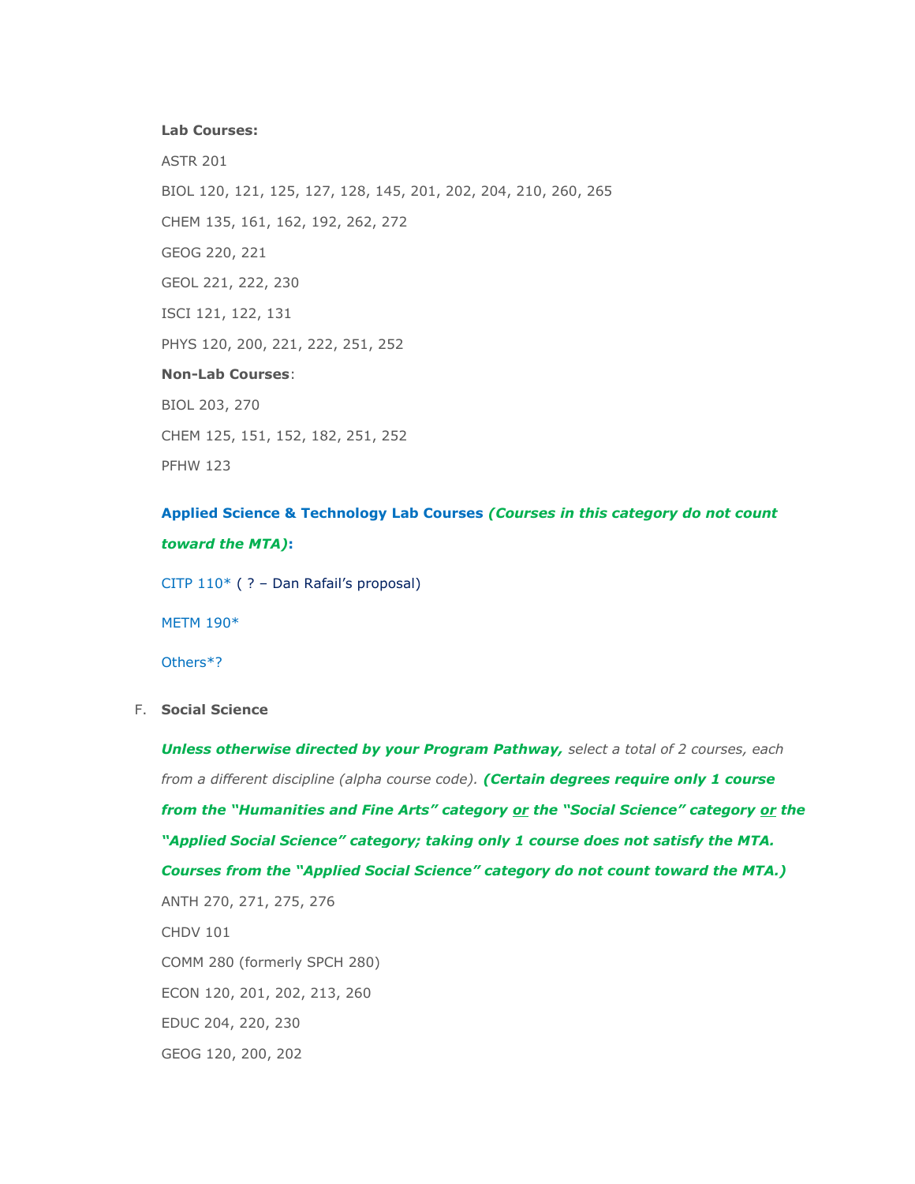**Lab Courses:**

ASTR 201

BIOL 120, 121, 125, 127, 128, 145, 201, 202, 204, 210, 260, 265

CHEM 135, 161, 162, 192, 262, 272

GEOG 220, 221

GEOL 221, 222, 230

ISCI 121, 122, 131

PHYS 120, 200, 221, 222, 251, 252

**Non-Lab Courses**:

BIOL 203, 270

CHEM 125, 151, 152, 182, 251, 252

PFHW 123

**Applied Science & Technology Lab Courses** ***(Courses in this category do not count toward the MTA):***

CITP 110* ( ? – Dan Rafail's proposal)

METM 190*

Others*?

F. **Social Science**

***Unless otherwise directed by your Program Pathway,*** *select a total of 2 courses, each from a different discipline (alpha course code).* ***(Certain degrees require only 1 course from the "Humanities and Fine Arts" category or the "Social Science" category or the "Applied Social Science" category; taking only 1 course does not satisfy the MTA. Courses from the "Applied Social Science" category do not count toward the MTA.)***

ANTH 270, 271, 275, 276

CHDV 101

COMM 280 (formerly SPCH 280)

ECON 120, 201, 202, 213, 260

EDUC 204, 220, 230

GEOG 120, 200, 202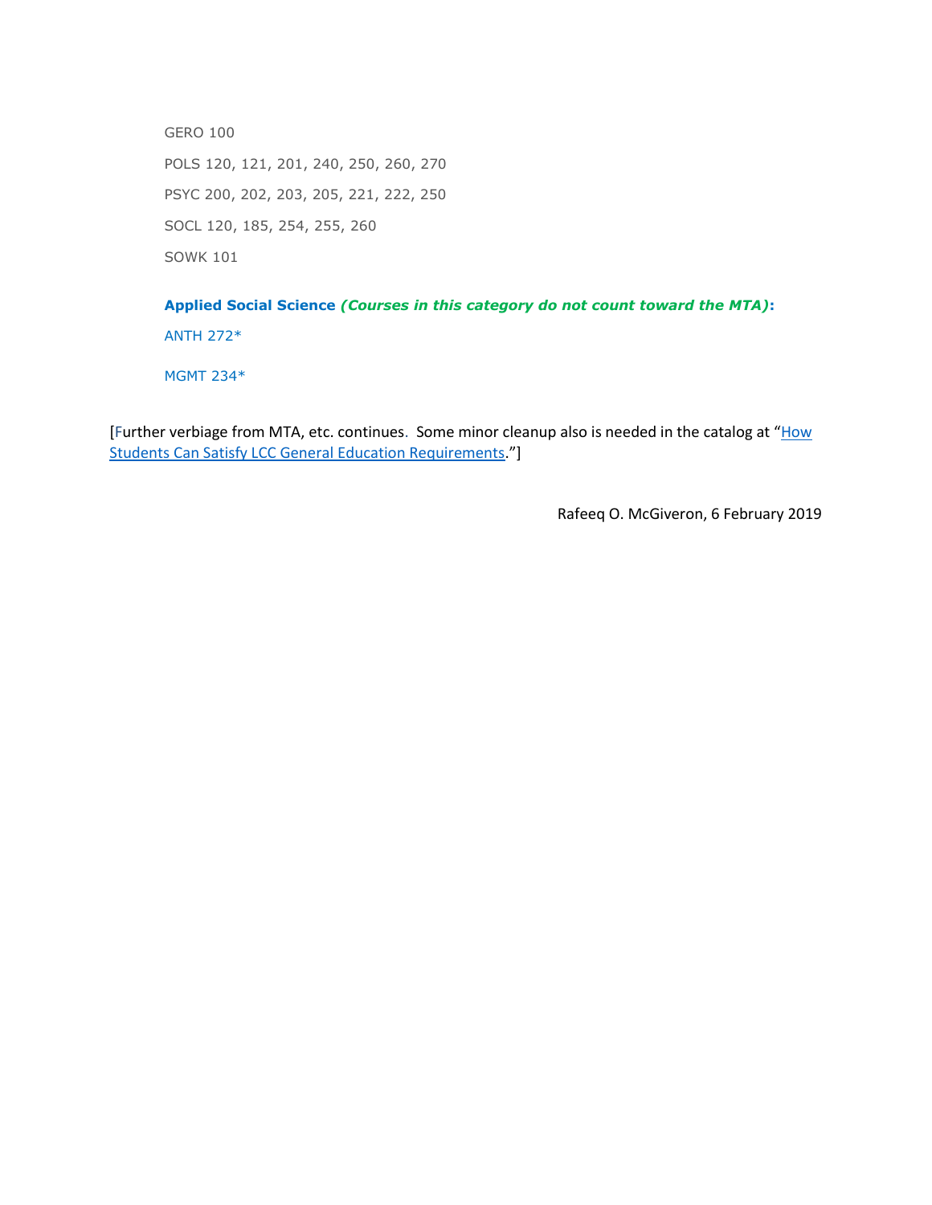GERO 100

POLS 120, 121, 201, 240, 250, 260, 270

PSYC 200, 202, 203, 205, 221, 222, 250

SOCL 120, 185, 254, 255, 260

SOWK 101

**Applied Social Science** ***(Courses in this category do not count toward the MTA)*****:**

ANTH 272*

MGMT 234*

[Further verbiage from MTA, etc. continues. Some minor cleanup also is needed in the catalog at "How Students Can Satisfy LCC General Education Requirements."]

Rafeeq O. McGiveron, 6 February 2019